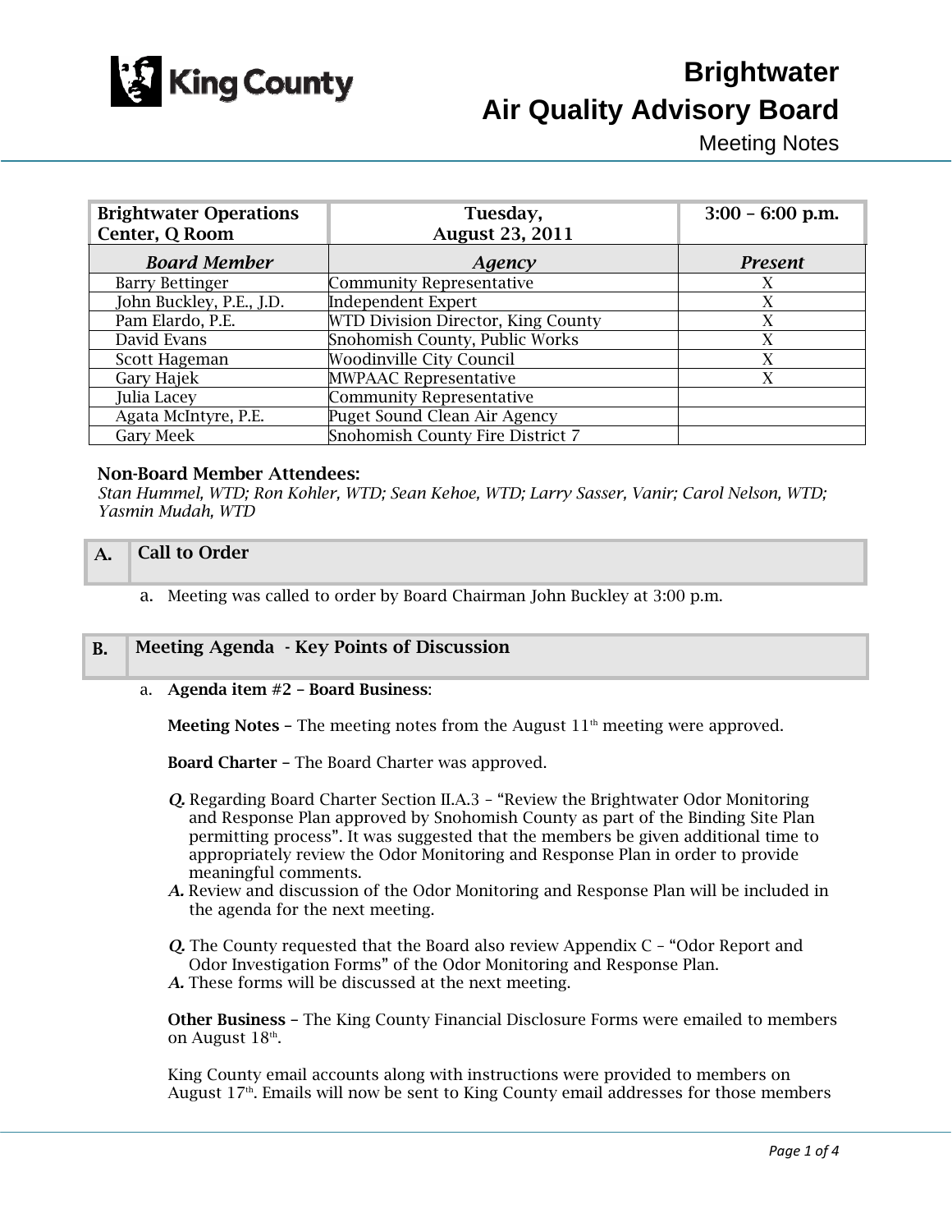# Brightwater Air Quality Advisory Board

Meeting Notes

| Brightwater Operations Center, Q Room | Tuesday, August 23, 2011 | 3:00 – 6:00 p.m. |
|---|---|---|
| ***Board Member*** | ***Agency*** | ***Present*** |
| Barry Bettinger | Community Representative | X |
| John Buckley, P.E., J.D. | Independent Expert | X |
| Pam Elardo, P.E. | WTD Division Director, King County | X |
| David Evans | Snohomish County, Public Works | X |
| Scott Hageman | Woodinville City Council | X |
| Gary Hajek | MWPAAC Representative | X |
| Julia Lacey | Community Representative | |
| Agata McIntyre, P.E. | Puget Sound Clean Air Agency | |
| Gary Meek | Snohomish County Fire District 7 | |

**Non-Board Member Attendees:**

*Stan Hummel, WTD; Ron Kohler, WTD; Sean Kehoe, WTD; Larry Sasser, Vanir; Carol Nelson, WTD; Yasmin Mudah, WTD*

## A. Call to Order

a. Meeting was called to order by Board Chairman John Buckley at 3:00 p.m.

## B. Meeting Agenda - Key Points of Discussion

a. **Agenda item #2 – Board Business**:

**Meeting Notes** – The meeting notes from the August 11th meeting were approved.

**Board Charter** – The Board Charter was approved.

***Q.*** Regarding Board Charter Section II.A.3 – "Review the Brightwater Odor Monitoring and Response Plan approved by Snohomish County as part of the Binding Site Plan permitting process". It was suggested that the members be given additional time to appropriately review the Odor Monitoring and Response Plan in order to provide meaningful comments.

***A.*** Review and discussion of the Odor Monitoring and Response Plan will be included in the agenda for the next meeting.

***Q.*** The County requested that the Board also review Appendix C – "Odor Report and Odor Investigation Forms" of the Odor Monitoring and Response Plan.

***A.*** These forms will be discussed at the next meeting.

**Other Business** – The King County Financial Disclosure Forms were emailed to members on August 18th.

King County email accounts along with instructions were provided to members on August 17th. Emails will now be sent to King County email addresses for those members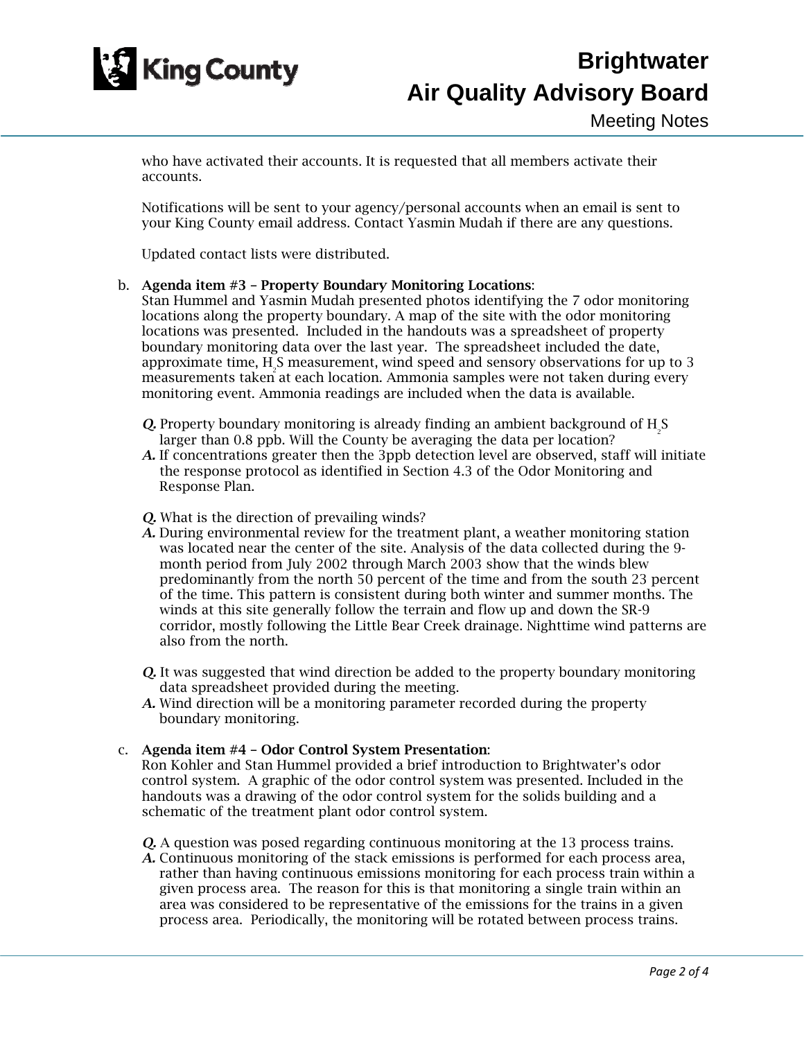who have activated their accounts. It is requested that all members activate their accounts.

Notifications will be sent to your agency/personal accounts when an email is sent to your King County email address. Contact Yasmin Mudah if there are any questions.

Updated contact lists were distributed.

b. **Agenda item #3 – Property Boundary Monitoring Locations**:
Stan Hummel and Yasmin Mudah presented photos identifying the 7 odor monitoring locations along the property boundary. A map of the site with the odor monitoring locations was presented. Included in the handouts was a spreadsheet of property boundary monitoring data over the last year. The spreadsheet included the date, approximate time, $H_2S$ measurement, wind speed and sensory observations for up to 3 measurements taken at each location. Ammonia samples were not taken during every monitoring event. Ammonia readings are included when the data is available.

***Q.*** Property boundary monitoring is already finding an ambient background of $H_2S$ larger than 0.8 ppb. Will the County be averaging the data per location?
***A.*** If concentrations greater then the 3ppb detection level are observed, staff will initiate the response protocol as identified in Section 4.3 of the Odor Monitoring and Response Plan.

***Q.*** What is the direction of prevailing winds?
***A.*** During environmental review for the treatment plant, a weather monitoring station was located near the center of the site. Analysis of the data collected during the 9-month period from July 2002 through March 2003 show that the winds blew predominantly from the north 50 percent of the time and from the south 23 percent of the time. This pattern is consistent during both winter and summer months. The winds at this site generally follow the terrain and flow up and down the SR-9 corridor, mostly following the Little Bear Creek drainage. Nighttime wind patterns are also from the north.

***Q.*** It was suggested that wind direction be added to the property boundary monitoring data spreadsheet provided during the meeting.
***A.*** Wind direction will be a monitoring parameter recorded during the property boundary monitoring.

c. **Agenda item #4 – Odor Control System Presentation**:
Ron Kohler and Stan Hummel provided a brief introduction to Brightwater's odor control system. A graphic of the odor control system was presented. Included in the handouts was a drawing of the odor control system for the solids building and a schematic of the treatment plant odor control system.

***Q.*** A question was posed regarding continuous monitoring at the 13 process trains.
***A.*** Continuous monitoring of the stack emissions is performed for each process area, rather than having continuous emissions monitoring for each process train within a given process area. The reason for this is that monitoring a single train within an area was considered to be representative of the emissions for the trains in a given process area. Periodically, the monitoring will be rotated between process trains.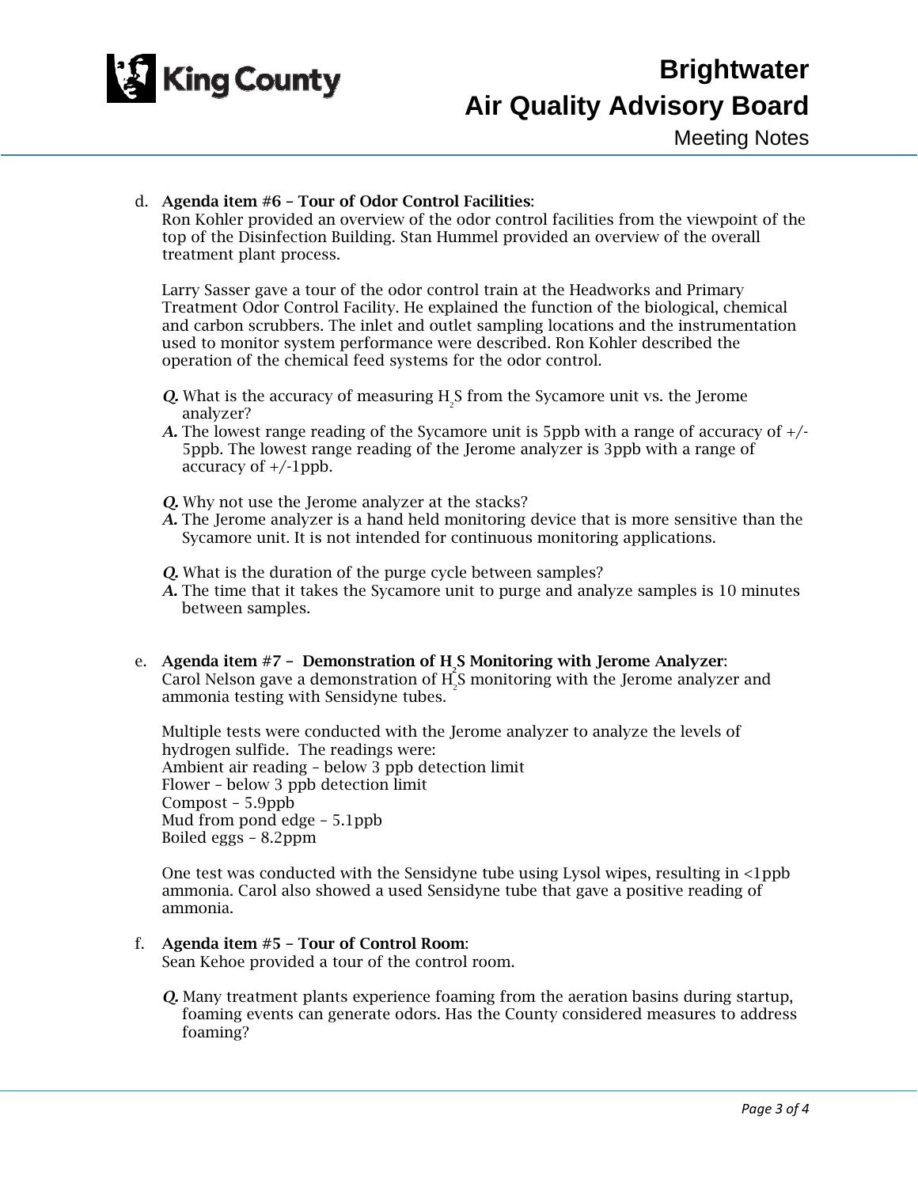d. **Agenda item #6 – Tour of Odor Control Facilities**:
Ron Kohler provided an overview of the odor control facilities from the viewpoint of the top of the Disinfection Building. Stan Hummel provided an overview of the overall treatment plant process.

Larry Sasser gave a tour of the odor control train at the Headworks and Primary Treatment Odor Control Facility. He explained the function of the biological, chemical and carbon scrubbers. The inlet and outlet sampling locations and the instrumentation used to monitor system performance were described. Ron Kohler described the operation of the chemical feed systems for the odor control.

***Q.*** What is the accuracy of measuring $H_2S$ from the Sycamore unit vs. the Jerome analyzer?
***A.*** The lowest range reading of the Sycamore unit is 5ppb with a range of accuracy of +/-5ppb. The lowest range reading of the Jerome analyzer is 3ppb with a range of accuracy of +/-1ppb.

***Q.*** Why not use the Jerome analyzer at the stacks?
***A.*** The Jerome analyzer is a hand held monitoring device that is more sensitive than the Sycamore unit. It is not intended for continuous monitoring applications.

***Q.*** What is the duration of the purge cycle between samples?
***A.*** The time that it takes the Sycamore unit to purge and analyze samples is 10 minutes between samples.

e. **Agenda item #7 – Demonstration of $H_2S$ Monitoring with Jerome Analyzer**:
Carol Nelson gave a demonstration of $H_2S$ monitoring with the Jerome analyzer and ammonia testing with Sensidyne tubes.

Multiple tests were conducted with the Jerome analyzer to analyze the levels of hydrogen sulfide. The readings were:
Ambient air reading – below 3 ppb detection limit
Flower – below 3 ppb detection limit
Compost – 5.9ppb
Mud from pond edge – 5.1ppb
Boiled eggs – 8.2ppm

One test was conducted with the Sensidyne tube using Lysol wipes, resulting in <1ppb ammonia. Carol also showed a used Sensidyne tube that gave a positive reading of ammonia.

f. **Agenda item #5 – Tour of Control Room**:
Sean Kehoe provided a tour of the control room.

***Q.*** Many treatment plants experience foaming from the aeration basins during startup, foaming events can generate odors. Has the County considered measures to address foaming?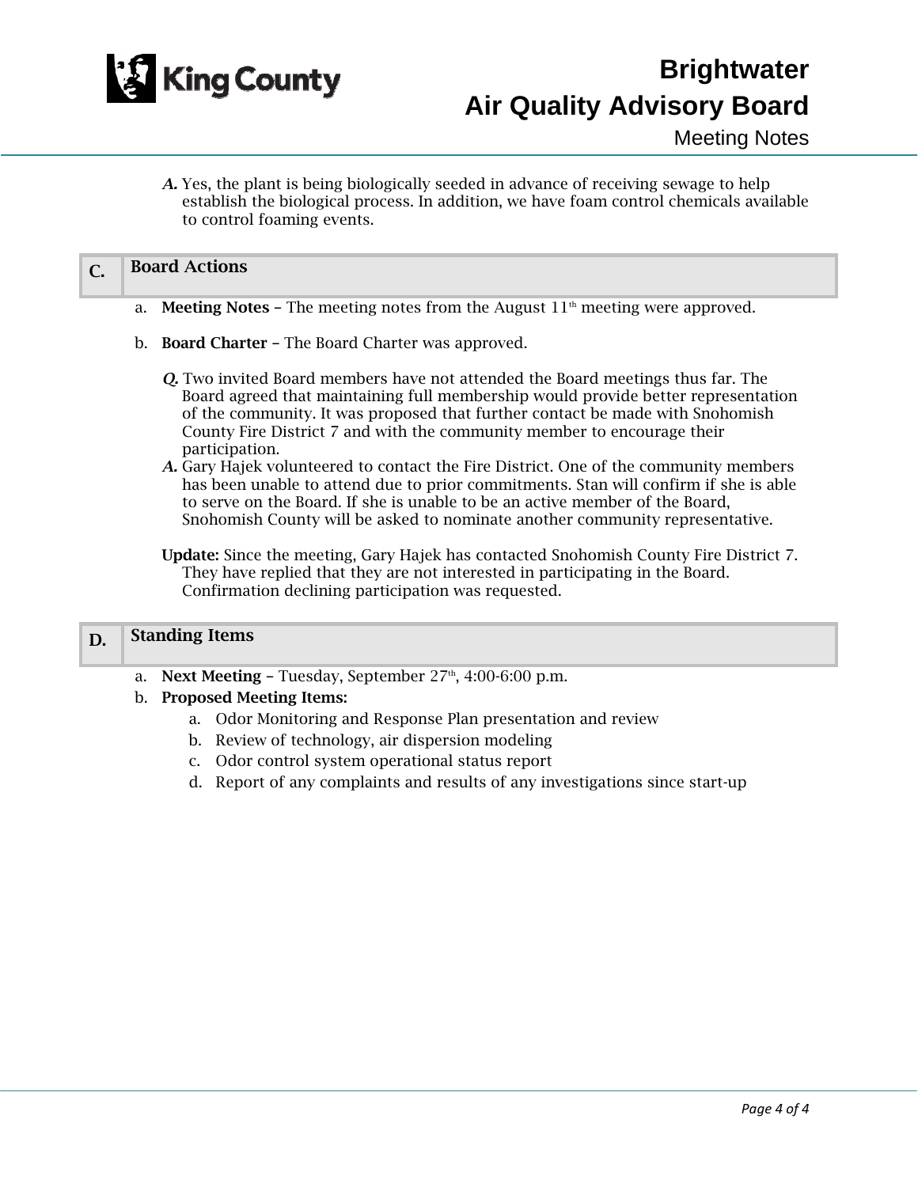**A.** Yes, the plant is being biologically seeded in advance of receiving sewage to help establish the biological process. In addition, we have foam control chemicals available to control foaming events.

## C. Board Actions

a. **Meeting Notes** – The meeting notes from the August 11th meeting were approved.

b. **Board Charter** – The Board Charter was approved.

***Q.*** Two invited Board members have not attended the Board meetings thus far. The Board agreed that maintaining full membership would provide better representation of the community. It was proposed that further contact be made with Snohomish County Fire District 7 and with the community member to encourage their participation.

***A.*** Gary Hajek volunteered to contact the Fire District. One of the community members has been unable to attend due to prior commitments. Stan will confirm if she is able to serve on the Board. If she is unable to be an active member of the Board, Snohomish County will be asked to nominate another community representative.

**Update:** Since the meeting, Gary Hajek has contacted Snohomish County Fire District 7. They have replied that they are not interested in participating in the Board. Confirmation declining participation was requested.

## D. Standing Items

a. **Next Meeting** – Tuesday, September 27th, 4:00-6:00 p.m.

b. **Proposed Meeting Items:**
   - a. Odor Monitoring and Response Plan presentation and review
   - b. Review of technology, air dispersion modeling
   - c. Odor control system operational status report
   - d. Report of any complaints and results of any investigations since start-up